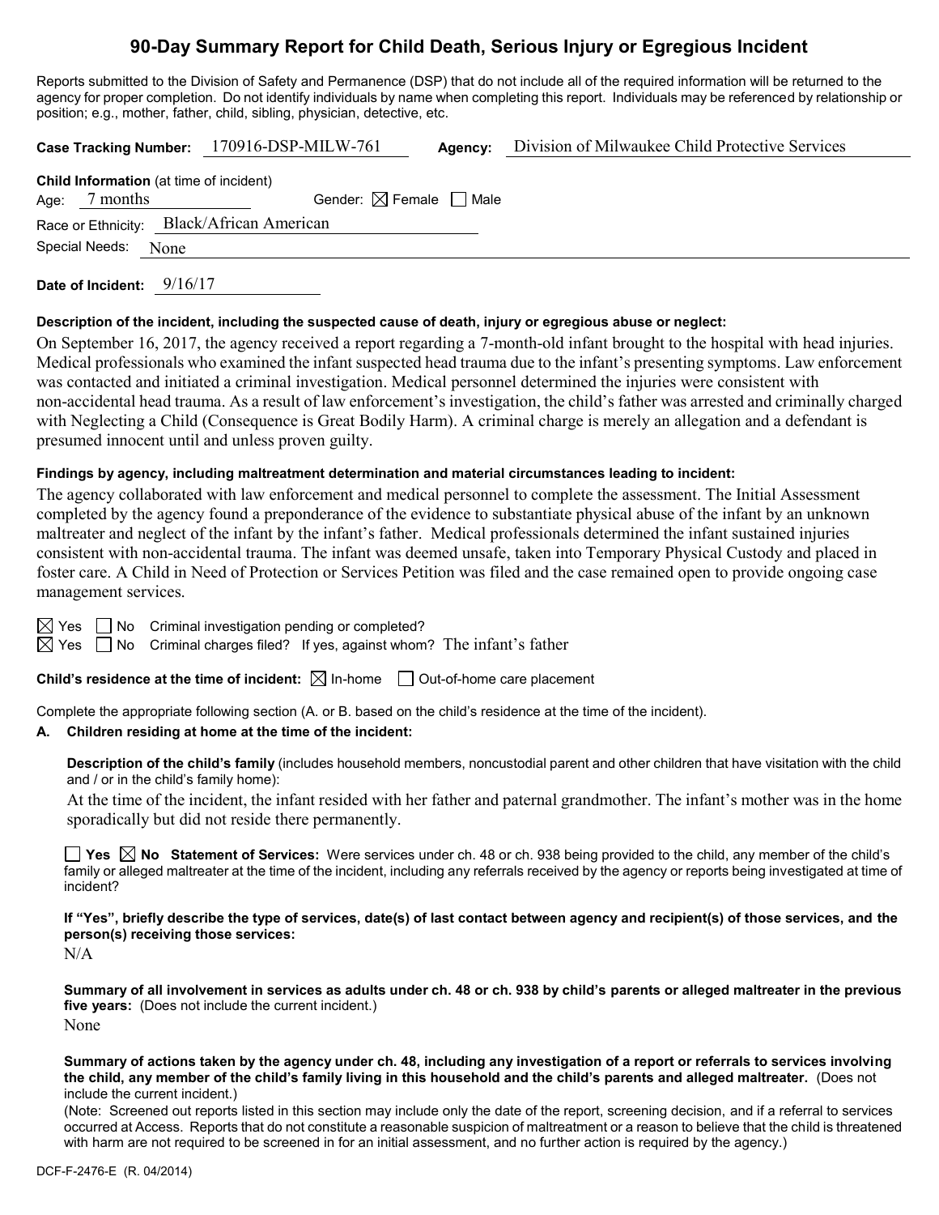# 90-Day Summary Report for Child Death, Serious Injury or Egregious Incident

Reports submitted to the Division of Safety and Permanence (DSP) that do not include all of the required information will be returned to the agency for proper completion. Do not identify individuals by name when completing this report. Individuals may be referenced by relationship or position; e.g., mother, father, child, sibling, physician, detective, etc.

**Case Tracking Number:** 170916-DSP-MILW-761 **Agency:** Division of Milwaukee Child Protective Services

**Child Information** (at time of incident)

Age: 7 months Gender: ☒ Female ☐ Male

Race or Ethnicity: Black/African American

Special Needs: None

**Date of Incident:** 9/16/17

**Description of the incident, including the suspected cause of death, injury or egregious abuse or neglect:**

On September 16, 2017, the agency received a report regarding a 7-month-old infant brought to the hospital with head injuries. Medical professionals who examined the infant suspected head trauma due to the infant's presenting symptoms. Law enforcement was contacted and initiated a criminal investigation. Medical personnel determined the injuries were consistent with non-accidental head trauma. As a result of law enforcement's investigation, the child's father was arrested and criminally charged with Neglecting a Child (Consequence is Great Bodily Harm). A criminal charge is merely an allegation and a defendant is presumed innocent until and unless proven guilty.

**Findings by agency, including maltreatment determination and material circumstances leading to incident:**

The agency collaborated with law enforcement and medical personnel to complete the assessment. The Initial Assessment completed by the agency found a preponderance of the evidence to substantiate physical abuse of the infant by an unknown maltreater and neglect of the infant by the infant's father. Medical professionals determined the infant sustained injuries consistent with non-accidental trauma. The infant was deemed unsafe, taken into Temporary Physical Custody and placed in foster care. A Child in Need of Protection or Services Petition was filed and the case remained open to provide ongoing case management services.

☒ Yes ☐ No Criminal investigation pending or completed?

☒ Yes ☐ No Criminal charges filed? If yes, against whom? The infant's father

**Child's residence at the time of incident:** ☒ In-home ☐ Out-of-home care placement

Complete the appropriate following section (A. or B. based on the child's residence at the time of the incident).

**A. Children residing at home at the time of the incident:**

**Description of the child's family** (includes household members, noncustodial parent and other children that have visitation with the child and / or in the child's family home):

At the time of the incident, the infant resided with her father and paternal grandmother. The infant's mother was in the home sporadically but did not reside there permanently.

☐ **Yes** ☒ **No Statement of Services:** Were services under ch. 48 or ch. 938 being provided to the child, any member of the child's family or alleged maltreater at the time of the incident, including any referrals received by the agency or reports being investigated at time of incident?

**If "Yes", briefly describe the type of services, date(s) of last contact between agency and recipient(s) of those services, and the person(s) receiving those services:**

N/A

**Summary of all involvement in services as adults under ch. 48 or ch. 938 by child's parents or alleged maltreater in the previous five years:** (Does not include the current incident.)

None

**Summary of actions taken by the agency under ch. 48, including any investigation of a report or referrals to services involving the child, any member of the child's family living in this household and the child's parents and alleged maltreater.** (Does not include the current incident.)

(Note: Screened out reports listed in this section may include only the date of the report, screening decision, and if a referral to services occurred at Access. Reports that do not constitute a reasonable suspicion of maltreatment or a reason to believe that the child is threatened with harm are not required to be screened in for an initial assessment, and no further action is required by the agency.)

DCF-F-2476-E (R. 04/2014)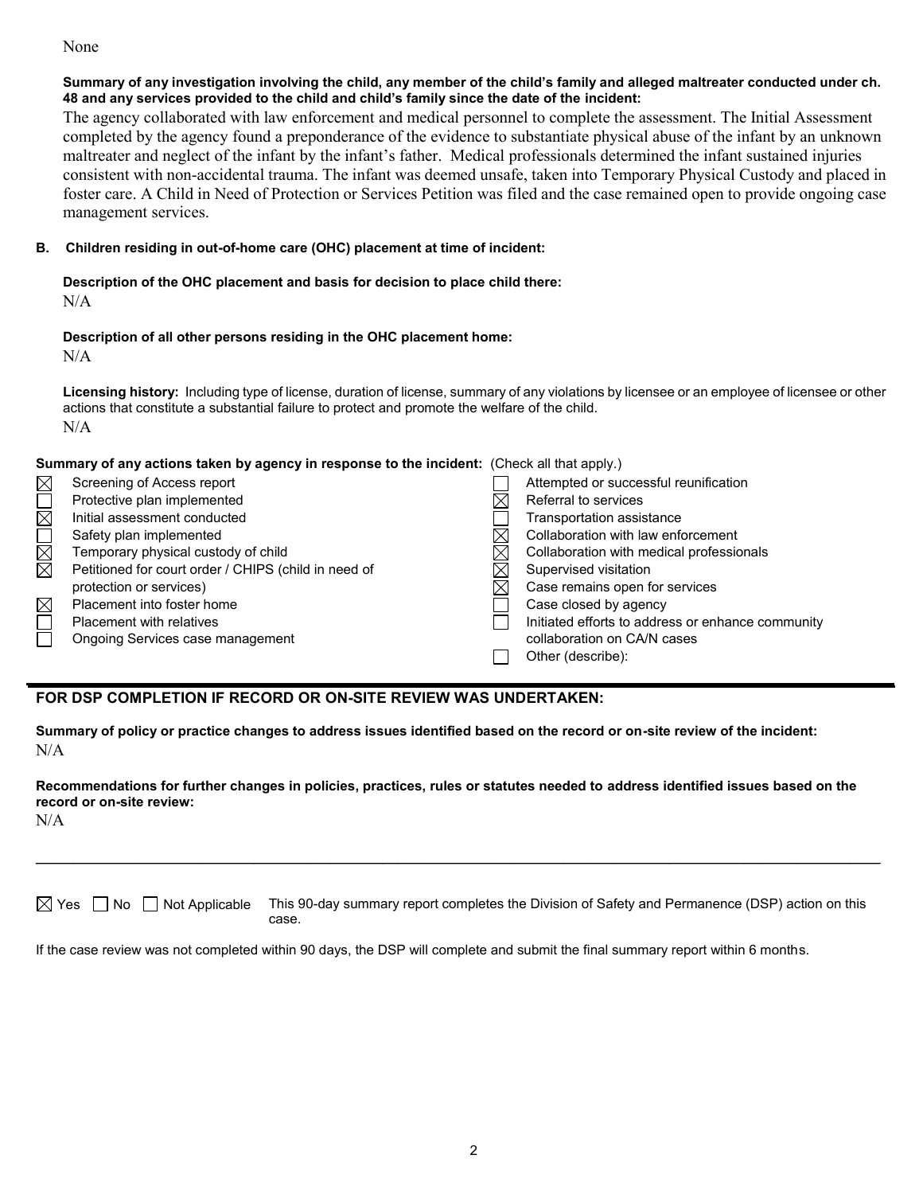None

**Summary of any investigation involving the child, any member of the child's family and alleged maltreater conducted under ch. 48 and any services provided to the child and child's family since the date of the incident:**

The agency collaborated with law enforcement and medical personnel to complete the assessment. The Initial Assessment completed by the agency found a preponderance of the evidence to substantiate physical abuse of the infant by an unknown maltreater and neglect of the infant by the infant's father. Medical professionals determined the infant sustained injuries consistent with non-accidental trauma. The infant was deemed unsafe, taken into Temporary Physical Custody and placed in foster care. A Child in Need of Protection or Services Petition was filed and the case remained open to provide ongoing case management services.

**B. Children residing in out-of-home care (OHC) placement at time of incident:**

**Description of the OHC placement and basis for decision to place child there:**

N/A

**Description of all other persons residing in the OHC placement home:**

N/A

**Licensing history:** Including type of license, duration of license, summary of any violations by licensee or an employee of licensee or other actions that constitute a substantial failure to protect and promote the welfare of the child.

N/A

**Summary of any actions taken by agency in response to the incident:** (Check all that apply.)

- ☒ Screening of Access report
- ☐ Protective plan implemented
- ☒ Initial assessment conducted
- ☐ Safety plan implemented
- ☒ Temporary physical custody of child
- ☒ Petitioned for court order / CHIPS (child in need of protection or services)
- ☒ Placement into foster home
- ☐ Placement with relatives
- ☐ Ongoing Services case management
- ☐ Attempted or successful reunification
- ☒ Referral to services
- ☐ Transportation assistance
- ☒ Collaboration with law enforcement
- ☒ Collaboration with medical professionals
- ☒ Supervised visitation
- ☒ Case remains open for services
- ☐ Case closed by agency
- ☐ Initiated efforts to address or enhance community collaboration on CA/N cases
- ☐ Other (describe):

## FOR DSP COMPLETION IF RECORD OR ON-SITE REVIEW WAS UNDERTAKEN:

**Summary of policy or practice changes to address issues identified based on the record or on-site review of the incident:**

N/A

**Recommendations for further changes in policies, practices, rules or statutes needed to address identified issues based on the record or on-site review:**

N/A

---

☒ Yes ☐ No ☐ Not Applicable This 90-day summary report completes the Division of Safety and Permanence (DSP) action on this case.

If the case review was not completed within 90 days, the DSP will complete and submit the final summary report within 6 months.